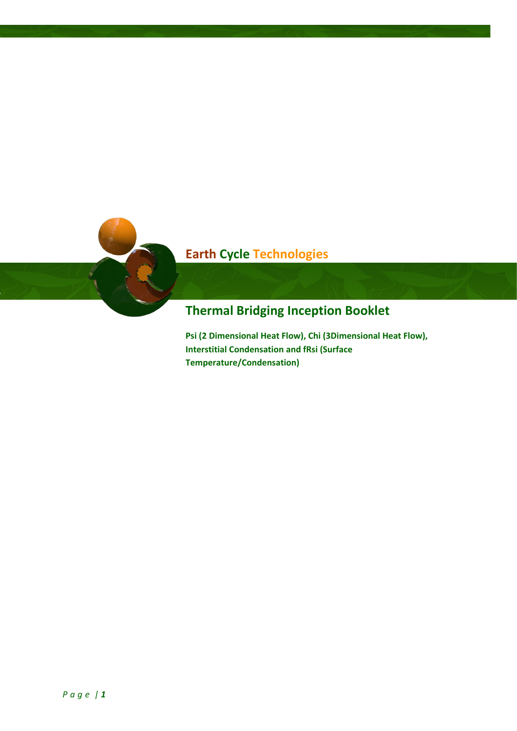Earth Cycle Technologies

# Thermal Bridging Inception Booklet

**Psi (2 Dimensional Heat Flow), Chi (3Dimensional Heat Flow), Interstitial Condensation and fRsi (Surface Temperature/Condensation)**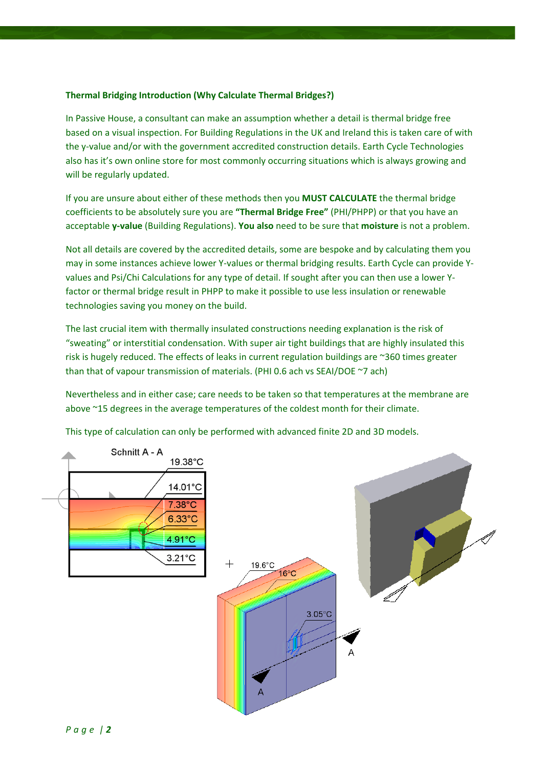**Thermal Bridging Introduction (Why Calculate Thermal Bridges?)**

In Passive House, a consultant can make an assumption whether a detail is thermal bridge free based on a visual inspection. For Building Regulations in the UK and Ireland this is taken care of with the y-value and/or with the government accredited construction details. Earth Cycle Technologies also has it's own online store for most commonly occurring situations which is always growing and will be regularly updated.

If you are unsure about either of these methods then you **MUST CALCULATE** the thermal bridge coefficients to be absolutely sure you are **"Thermal Bridge Free"** (PHI/PHPP) or that you have an acceptable **y-value** (Building Regulations). **You also** need to be sure that **moisture** is not a problem.

Not all details are covered by the accredited details, some are bespoke and by calculating them you may in some instances achieve lower Y-values or thermal bridging results. Earth Cycle can provide Y-values and Psi/Chi Calculations for any type of detail. If sought after you can then use a lower Y-factor or thermal bridge result in PHPP to make it possible to use less insulation or renewable technologies saving you money on the build.

The last crucial item with thermally insulated constructions needing explanation is the risk of "sweating" or interstitial condensation. With super air tight buildings that are highly insulated this risk is hugely reduced. The effects of leaks in current regulation buildings are ~360 times greater than that of vapour transmission of materials. (PHI 0.6 ach vs SEAI/DOE ~7 ach)

Nevertheless and in either case; care needs to be taken so that temperatures at the membrane are above ~15 degrees in the average temperatures of the coldest month for their climate.

This type of calculation can only be performed with advanced finite 2D and 3D models.

Schnitt A - A

19.38°C

14.01°C

7.38°C

6.33°C

4.91°C

3.21°C

19.6°C

16°C

3.05°C

A

A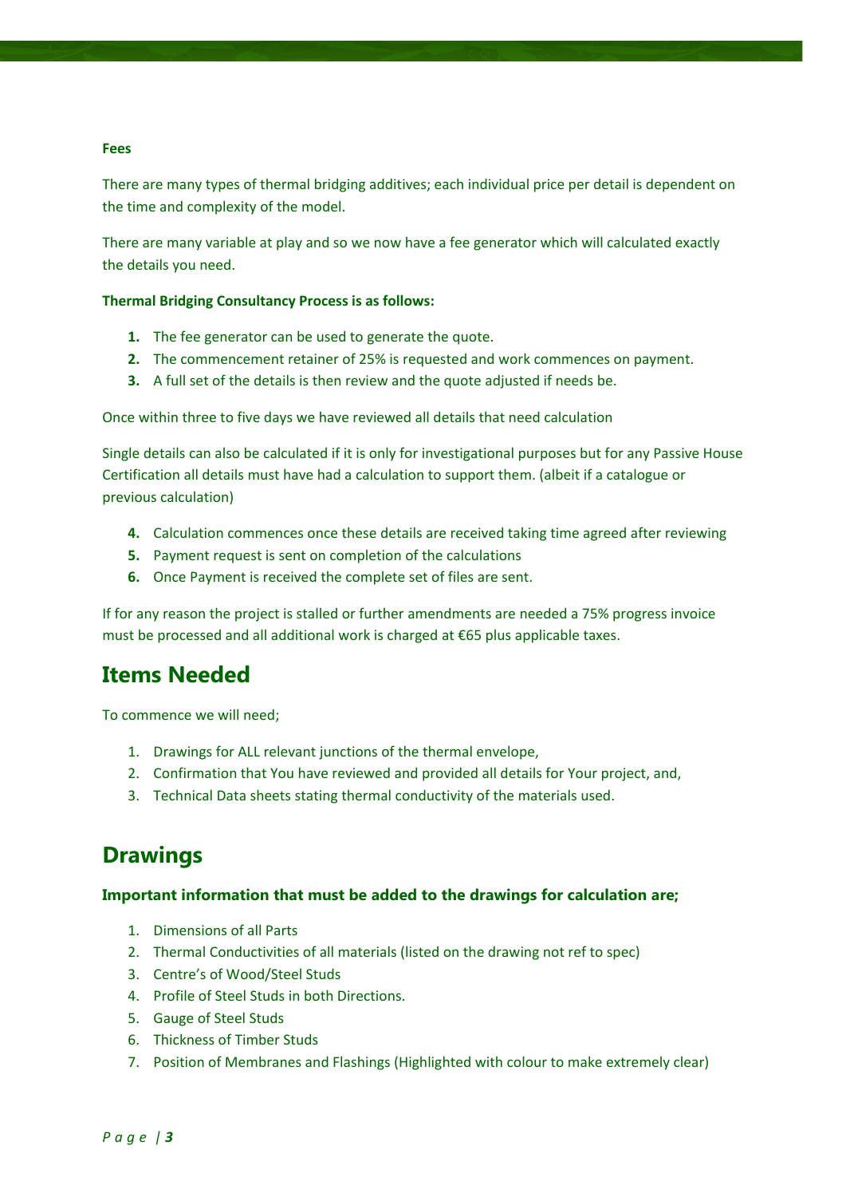**Fees**

There are many types of thermal bridging additives; each individual price per detail is dependent on the time and complexity of the model.

There are many variable at play and so we now have a fee generator which will calculated exactly the details you need.

**Thermal Bridging Consultancy Process is as follows:**

1. The fee generator can be used to generate the quote.
2. The commencement retainer of 25% is requested and work commences on payment.
3. A full set of the details is then review and the quote adjusted if needs be.

Once within three to five days we have reviewed all details that need calculation

Single details can also be calculated if it is only for investigational purposes but for any Passive House Certification all details must have had a calculation to support them. (albeit if a catalogue or previous calculation)

4. Calculation commences once these details are received taking time agreed after reviewing
5. Payment request is sent on completion of the calculations
6. Once Payment is received the complete set of files are sent.

If for any reason the project is stalled or further amendments are needed a 75% progress invoice must be processed and all additional work is charged at €65 plus applicable taxes.

## Items Needed

To commence we will need;

1. Drawings for ALL relevant junctions of the thermal envelope,
2. Confirmation that You have reviewed and provided all details for Your project, and,
3. Technical Data sheets stating thermal conductivity of the materials used.

## Drawings

### Important information that must be added to the drawings for calculation are;

1. Dimensions of all Parts
2. Thermal Conductivities of all materials (listed on the drawing not ref to spec)
3. Centre's of Wood/Steel Studs
4. Profile of Steel Studs in both Directions.
5. Gauge of Steel Studs
6. Thickness of Timber Studs
7. Position of Membranes and Flashings (Highlighted with colour to make extremely clear)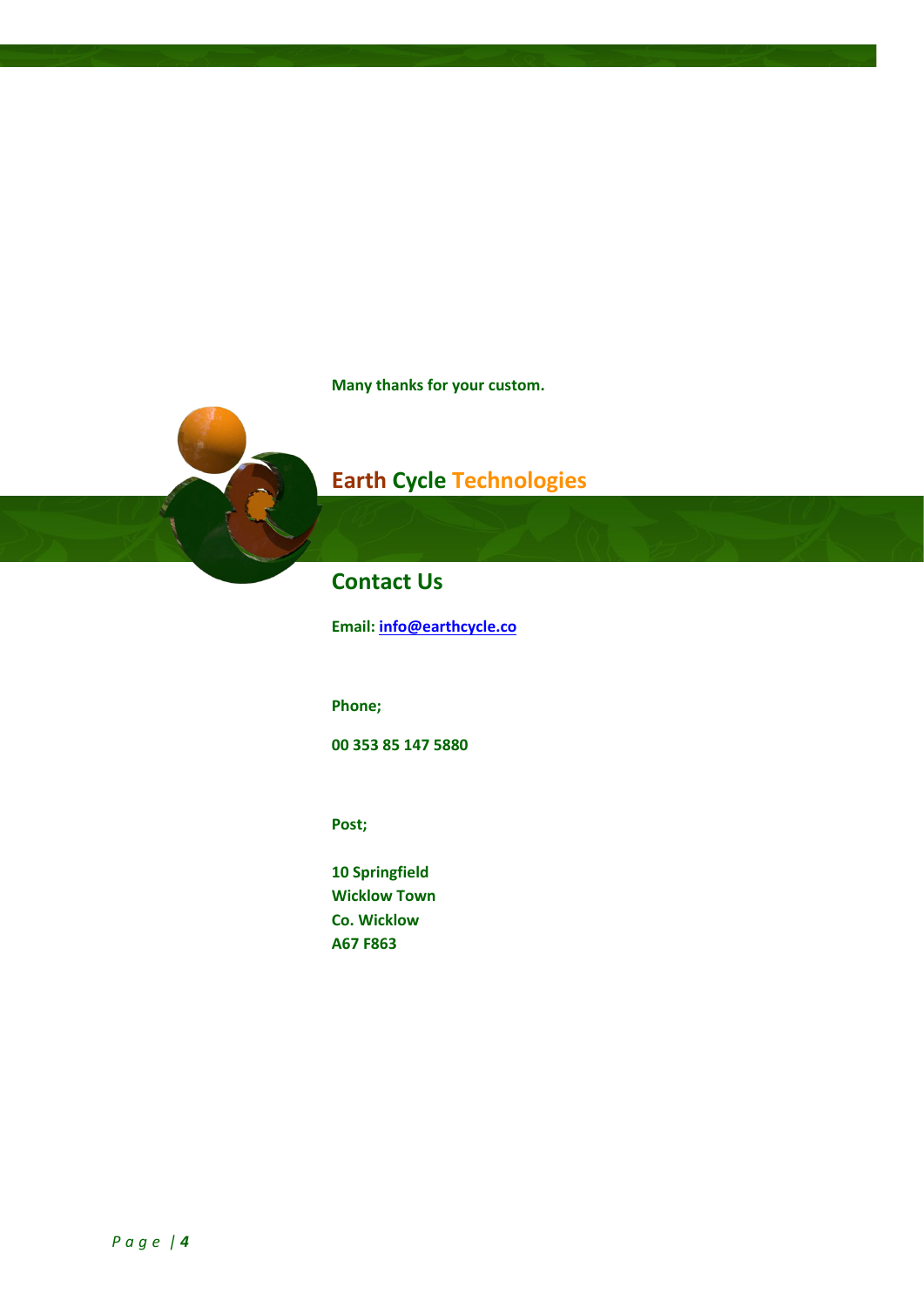**Many thanks for your custom.**

## Earth Cycle Technologies

## Contact Us

**Email: info@earthcycle.co**

**Phone;**

**00 353 85 147 5880**

**Post;**

**10 Springfield**
**Wicklow Town**
**Co. Wicklow**
**A67 F863**